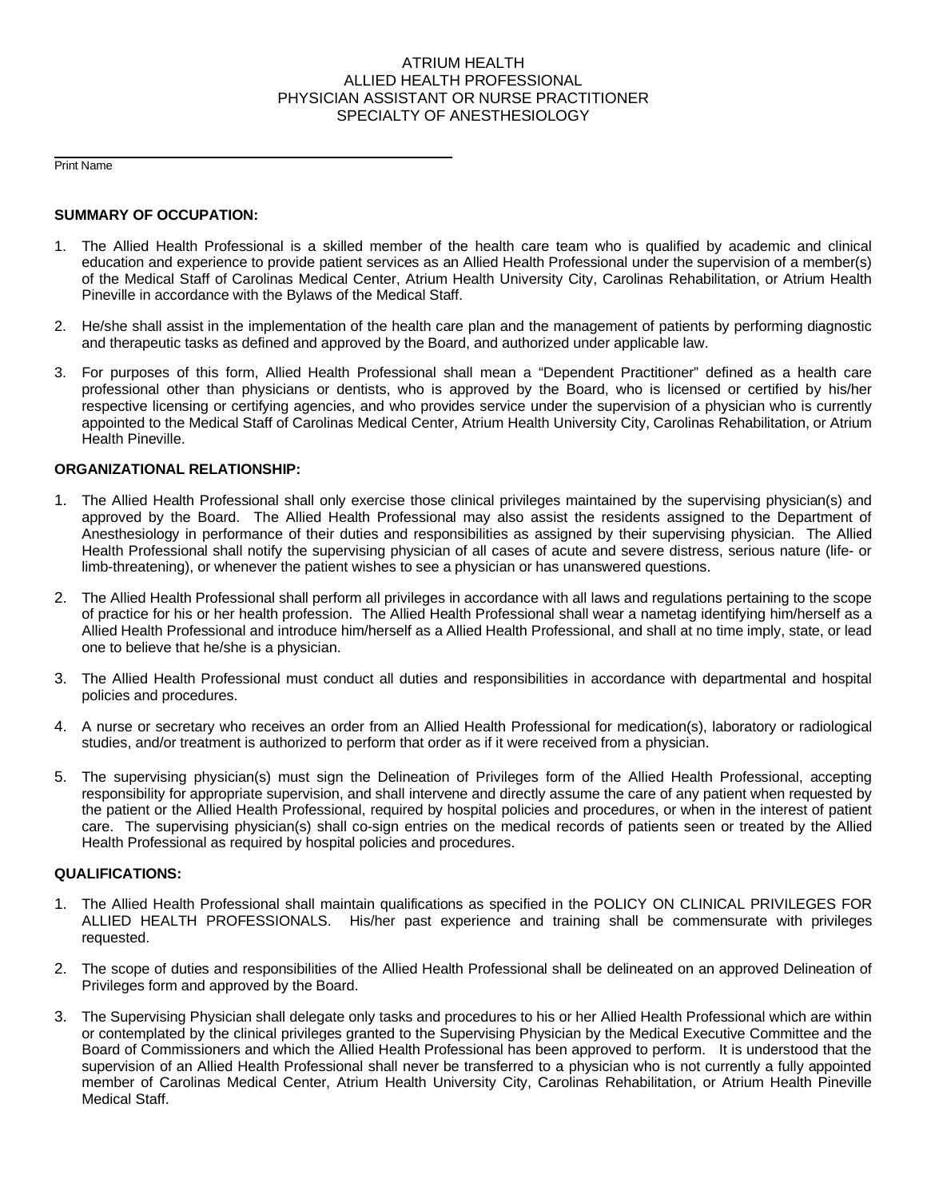# ATRIUM HEALTH
## ALLIED HEALTH PROFESSIONAL
## PHYSICIAN ASSISTANT OR NURSE PRACTITIONER
## SPECIALTY OF ANESTHESIOLOGY

______________________________________________
Print Name

**SUMMARY OF OCCUPATION:**

1. The Allied Health Professional is a skilled member of the health care team who is qualified by academic and clinical education and experience to provide patient services as an Allied Health Professional under the supervision of a member(s) of the Medical Staff of Carolinas Medical Center, Atrium Health University City, Carolinas Rehabilitation, or Atrium Health Pineville in accordance with the Bylaws of the Medical Staff.

2. He/she shall assist in the implementation of the health care plan and the management of patients by performing diagnostic and therapeutic tasks as defined and approved by the Board, and authorized under applicable law.

3. For purposes of this form, Allied Health Professional shall mean a "Dependent Practitioner" defined as a health care professional other than physicians or dentists, who is approved by the Board, who is licensed or certified by his/her respective licensing or certifying agencies, and who provides service under the supervision of a physician who is currently appointed to the Medical Staff of Carolinas Medical Center, Atrium Health University City, Carolinas Rehabilitation, or Atrium Health Pineville.

**ORGANIZATIONAL RELATIONSHIP:**

1. The Allied Health Professional shall only exercise those clinical privileges maintained by the supervising physician(s) and approved by the Board. The Allied Health Professional may also assist the residents assigned to the Department of Anesthesiology in performance of their duties and responsibilities as assigned by their supervising physician. The Allied Health Professional shall notify the supervising physician of all cases of acute and severe distress, serious nature (life- or limb-threatening), or whenever the patient wishes to see a physician or has unanswered questions.

2. The Allied Health Professional shall perform all privileges in accordance with all laws and regulations pertaining to the scope of practice for his or her health profession. The Allied Health Professional shall wear a nametag identifying him/herself as a Allied Health Professional and introduce him/herself as a Allied Health Professional, and shall at no time imply, state, or lead one to believe that he/she is a physician.

3. The Allied Health Professional must conduct all duties and responsibilities in accordance with departmental and hospital policies and procedures.

4. A nurse or secretary who receives an order from an Allied Health Professional for medication(s), laboratory or radiological studies, and/or treatment is authorized to perform that order as if it were received from a physician.

5. The supervising physician(s) must sign the Delineation of Privileges form of the Allied Health Professional, accepting responsibility for appropriate supervision, and shall intervene and directly assume the care of any patient when requested by the patient or the Allied Health Professional, required by hospital policies and procedures, or when in the interest of patient care. The supervising physician(s) shall co-sign entries on the medical records of patients seen or treated by the Allied Health Professional as required by hospital policies and procedures.

**QUALIFICATIONS:**

1. The Allied Health Professional shall maintain qualifications as specified in the POLICY ON CLINICAL PRIVILEGES FOR ALLIED HEALTH PROFESSIONALS. His/her past experience and training shall be commensurate with privileges requested.

2. The scope of duties and responsibilities of the Allied Health Professional shall be delineated on an approved Delineation of Privileges form and approved by the Board.

3. The Supervising Physician shall delegate only tasks and procedures to his or her Allied Health Professional which are within or contemplated by the clinical privileges granted to the Supervising Physician by the Medical Executive Committee and the Board of Commissioners and which the Allied Health Professional has been approved to perform. It is understood that the supervision of an Allied Health Professional shall never be transferred to a physician who is not currently a fully appointed member of Carolinas Medical Center, Atrium Health University City, Carolinas Rehabilitation, or Atrium Health Pineville Medical Staff.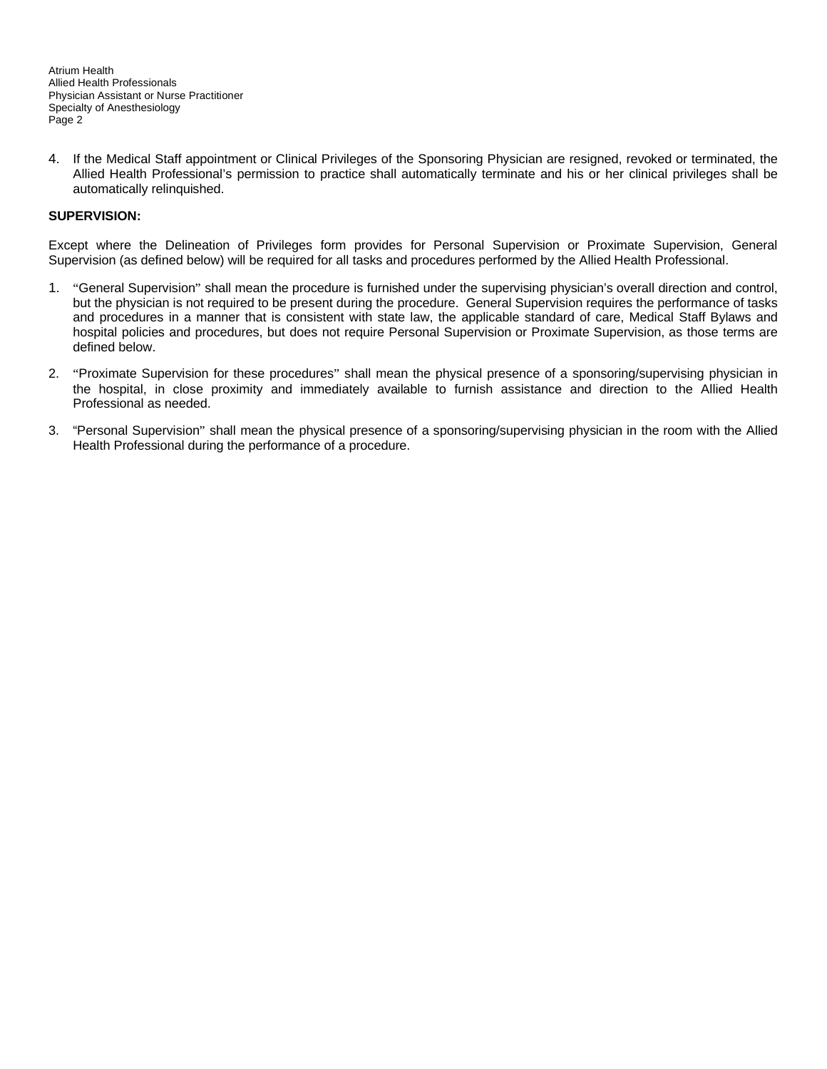4. If the Medical Staff appointment or Clinical Privileges of the Sponsoring Physician are resigned, revoked or terminated, the Allied Health Professional's permission to practice shall automatically terminate and his or her clinical privileges shall be automatically relinquished.

**SUPERVISION:**

Except where the Delineation of Privileges form provides for Personal Supervision or Proximate Supervision, General Supervision (as defined below) will be required for all tasks and procedures performed by the Allied Health Professional.

1. "General Supervision" shall mean the procedure is furnished under the supervising physician's overall direction and control, but the physician is not required to be present during the procedure. General Supervision requires the performance of tasks and procedures in a manner that is consistent with state law, the applicable standard of care, Medical Staff Bylaws and hospital policies and procedures, but does not require Personal Supervision or Proximate Supervision, as those terms are defined below.

2. "Proximate Supervision for these procedures" shall mean the physical presence of a sponsoring/supervising physician in the hospital, in close proximity and immediately available to furnish assistance and direction to the Allied Health Professional as needed.

3. "Personal Supervision" shall mean the physical presence of a sponsoring/supervising physician in the room with the Allied Health Professional during the performance of a procedure.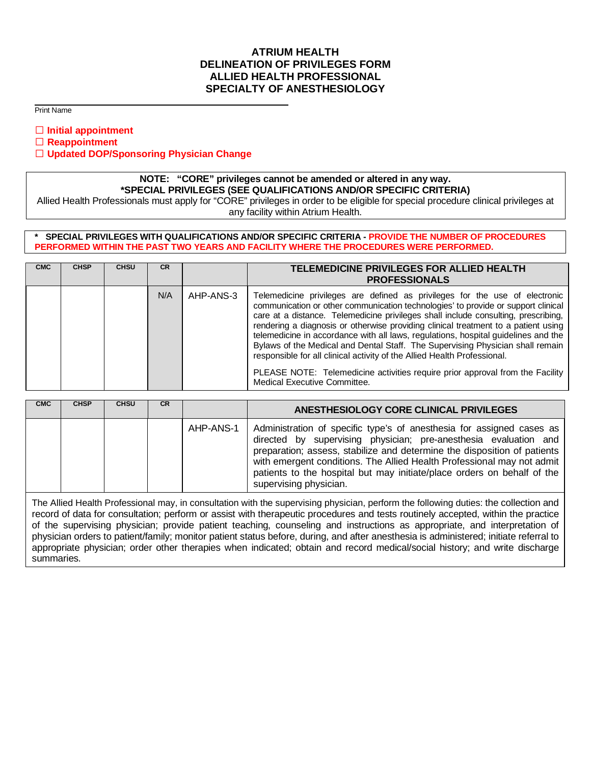# ATRIUM HEALTH
# DELINEATION OF PRIVILEGES FORM
# ALLIED HEALTH PROFESSIONAL
# SPECIALTY OF ANESTHESIOLOGY

Print Name

☐ **Initial appointment**
☐ **Reappointment**
☐ **Updated DOP/Sponsoring Physician Change**

**NOTE: "CORE" privileges cannot be amended or altered in any way.**
**\*SPECIAL PRIVILEGES (SEE QUALIFICATIONS AND/OR SPECIFIC CRITERIA)**
Allied Health Professionals must apply for "CORE" privileges in order to be eligible for special procedure clinical privileges at any facility within Atrium Health.

**\* SPECIAL PRIVILEGES WITH QUALIFICATIONS AND/OR SPECIFIC CRITERIA - PROVIDE THE NUMBER OF PROCEDURES PERFORMED WITHIN THE PAST TWO YEARS AND FACILITY WHERE THE PROCEDURES WERE PERFORMED.**

| CMC | CHSP | CHSU | CR | | TELEMEDICINE PRIVILEGES FOR ALLIED HEALTH PROFESSIONALS |
|---|---|---|---|---|---|
| | | | N/A | AHP-ANS-3 | Telemedicine privileges are defined as privileges for the use of electronic communication or other communication technologies' to provide or support clinical care at a distance. Telemedicine privileges shall include consulting, prescribing, rendering a diagnosis or otherwise providing clinical treatment to a patient using telemedicine in accordance with all laws, regulations, hospital guidelines and the Bylaws of the Medical and Dental Staff. The Supervising Physician shall remain responsible for all clinical activity of the Allied Health Professional.<br><br>PLEASE NOTE: Telemedicine activities require prior approval from the Facility Medical Executive Committee. |

| CMC | CHSP | CHSU | CR | | ANESTHESIOLOGY CORE CLINICAL PRIVILEGES |
|---|---|---|---|---|---|
| | | | | AHP-ANS-1 | Administration of specific type's of anesthesia for assigned cases as directed by supervising physician; pre-anesthesia evaluation and preparation; assess, stabilize and determine the disposition of patients with emergent conditions. The Allied Health Professional may not admit patients to the hospital but may initiate/place orders on behalf of the supervising physician. |

The Allied Health Professional may, in consultation with the supervising physician, perform the following duties: the collection and record of data for consultation; perform or assist with therapeutic procedures and tests routinely accepted, within the practice of the supervising physician; provide patient teaching, counseling and instructions as appropriate, and interpretation of physician orders to patient/family; monitor patient status before, during, and after anesthesia is administered; initiate referral to appropriate physician; order other therapies when indicated; obtain and record medical/social history; and write discharge summaries.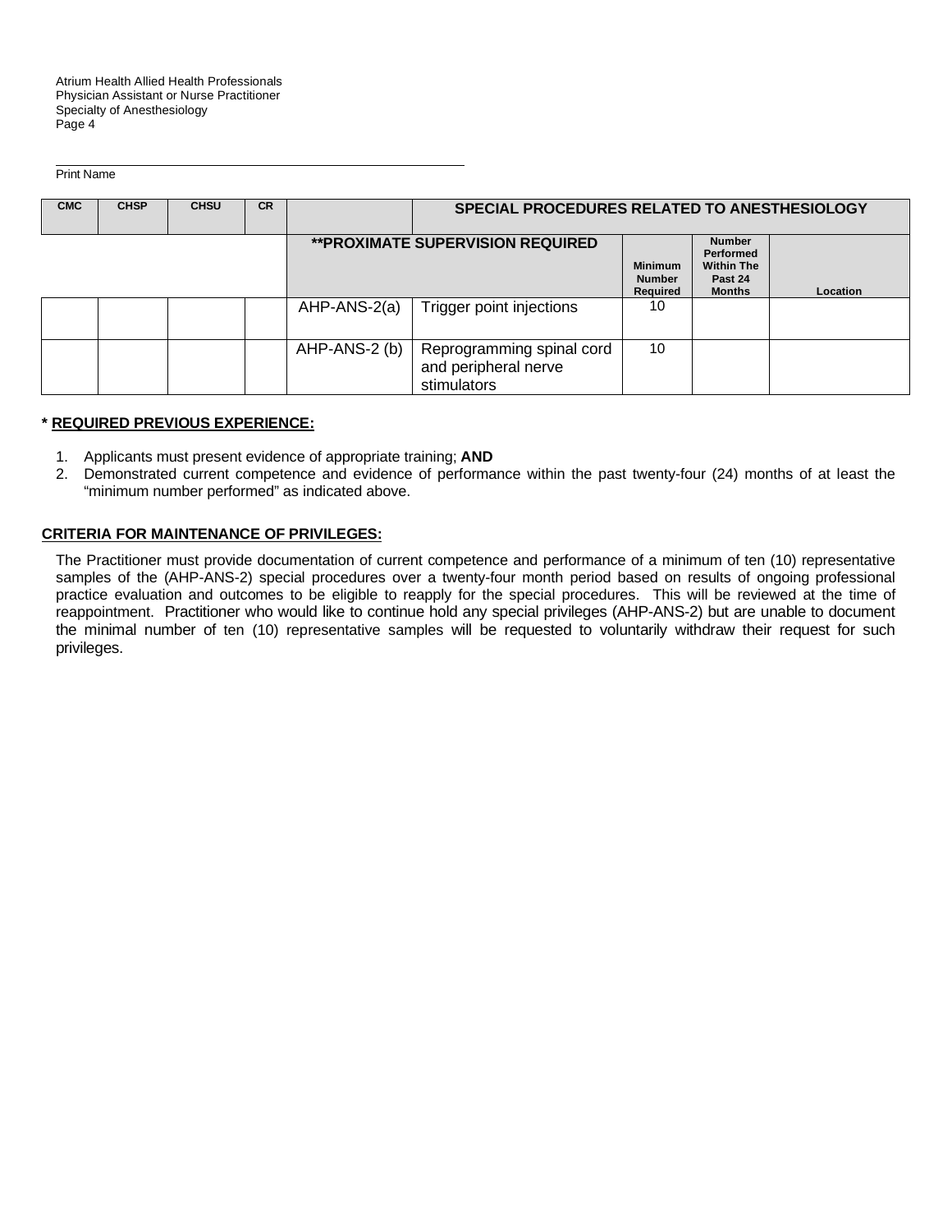Print Name

| CMC | CHSP | CHSU | CR | | SPECIAL PROCEDURES RELATED TO ANESTHESIOLOGY | | | |
|---|---|---|---|---|---|---|---|---|
| | | | | **PROXIMATE SUPERVISION REQUIRED | | Minimum Number Required | Number Performed Within The Past 24 Months | Location |
| | | | | AHP-ANS-2(a) | Trigger point injections | 10 | | |
| | | | | AHP-ANS-2 (b) | Reprogramming spinal cord and peripheral nerve stimulators | 10 | | |

**\* REQUIRED PREVIOUS EXPERIENCE:**

1. Applicants must present evidence of appropriate training; **AND**
2. Demonstrated current competence and evidence of performance within the past twenty-four (24) months of at least the "minimum number performed" as indicated above.

**CRITERIA FOR MAINTENANCE OF PRIVILEGES:**

The Practitioner must provide documentation of current competence and performance of a minimum of ten (10) representative samples of the (AHP-ANS-2) special procedures over a twenty-four month period based on results of ongoing professional practice evaluation and outcomes to be eligible to reapply for the special procedures. This will be reviewed at the time of reappointment. Practitioner who would like to continue hold any special privileges (AHP-ANS-2) but are unable to document the minimal number of ten (10) representative samples will be requested to voluntarily withdraw their request for such privileges.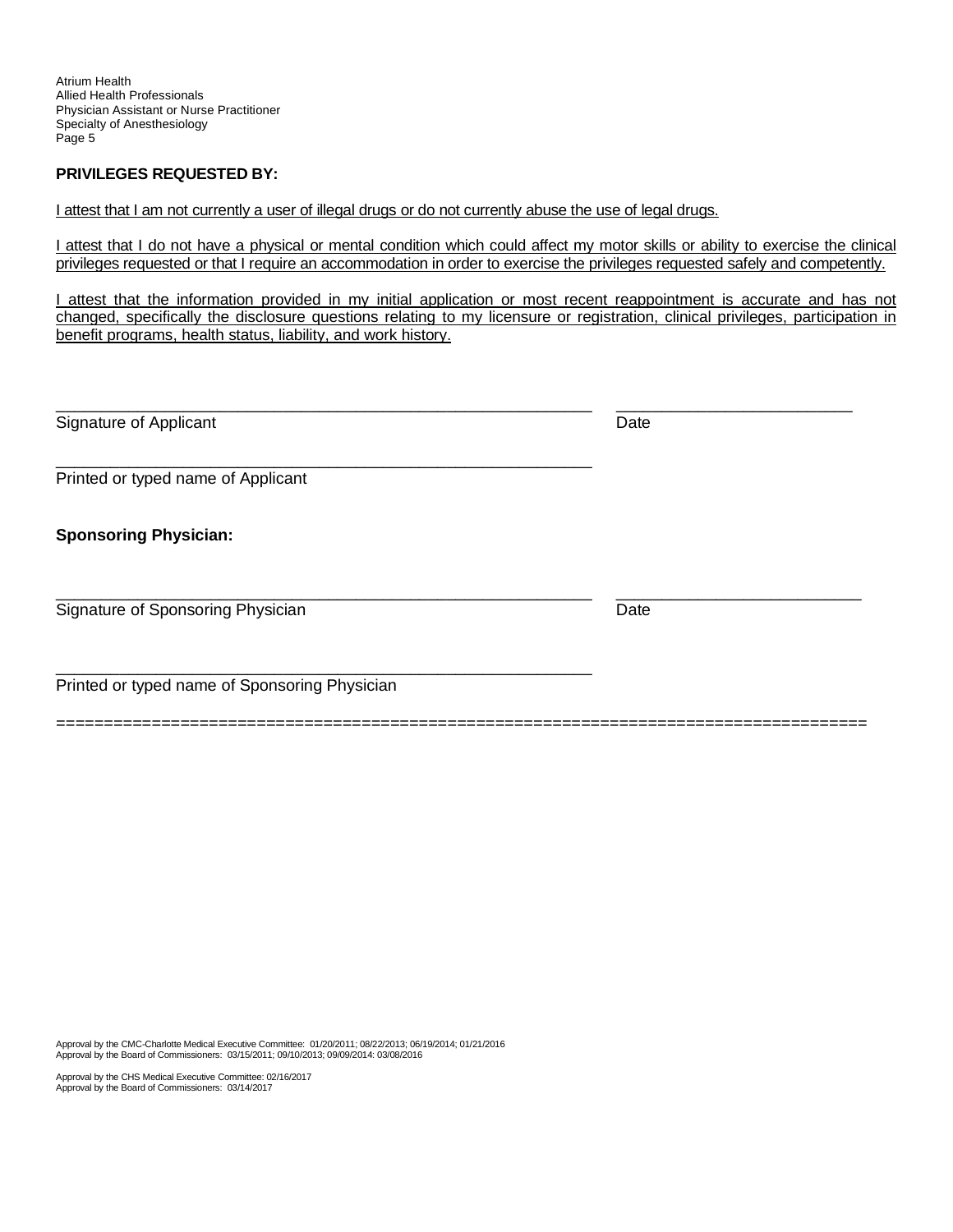**PRIVILEGES REQUESTED BY:**

I attest that I am not currently a user of illegal drugs or do not currently abuse the use of legal drugs.

I attest that I do not have a physical or mental condition which could affect my motor skills or ability to exercise the clinical privileges requested or that I require an accommodation in order to exercise the privileges requested safely and competently.

I attest that the information provided in my initial application or most recent reappointment is accurate and has not changed, specifically the disclosure questions relating to my licensure or registration, clinical privileges, participation in benefit programs, health status, liability, and work history.

\_\_\_\_\_\_\_\_\_\_\_\_\_\_\_\_\_\_\_\_\_\_\_\_\_\_\_\_\_\_\_\_\_\_\_\_\_\_\_\_\_\_\_\_\_\_\_\_\_\_\_\_\_\_\_\_ \_\_\_\_\_\_\_\_\_\_\_\_\_\_\_\_\_\_\_\_\_\_\_\_\_\_
Signature of Applicant Date

\_\_\_\_\_\_\_\_\_\_\_\_\_\_\_\_\_\_\_\_\_\_\_\_\_\_\_\_\_\_\_\_\_\_\_\_\_\_\_\_\_\_\_\_\_\_\_\_\_\_\_\_\_\_\_\_
Printed or typed name of Applicant

**Sponsoring Physician:**

\_\_\_\_\_\_\_\_\_\_\_\_\_\_\_\_\_\_\_\_\_\_\_\_\_\_\_\_\_\_\_\_\_\_\_\_\_\_\_\_\_\_\_\_\_\_\_\_\_\_\_\_\_\_\_\_ \_\_\_\_\_\_\_\_\_\_\_\_\_\_\_\_\_\_\_\_\_\_\_\_\_\_\_
Signature of Sponsoring Physician Date

\_\_\_\_\_\_\_\_\_\_\_\_\_\_\_\_\_\_\_\_\_\_\_\_\_\_\_\_\_\_\_\_\_\_\_\_\_\_\_\_\_\_\_\_\_\_\_\_\_\_\_\_\_\_\_\_
Printed or typed name of Sponsoring Physician

================================================================================

Approval by the CMC-Charlotte Medical Executive Committee: 01/20/2011; 08/22/2013; 06/19/2014; 01/21/2016
Approval by the Board of Commissioners: 03/15/2011; 09/10/2013; 09/09/2014: 03/08/2016

Approval by the CHS Medical Executive Committee: 02/16/2017
Approval by the Board of Commissioners: 03/14/2017